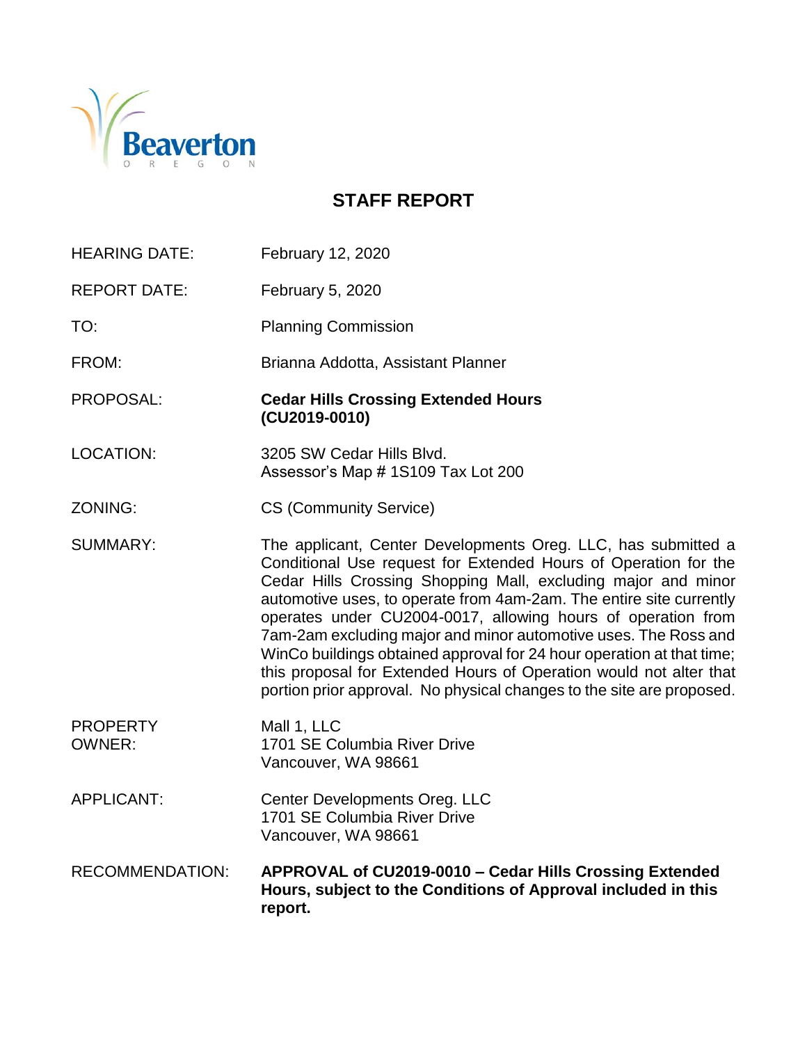Beaverton
OREGON

# STAFF REPORT

| | |
|---|---|
| HEARING DATE: | February 12, 2020 |
| REPORT DATE: | February 5, 2020 |
| TO: | Planning Commission |
| FROM: | Brianna Addotta, Assistant Planner |
| PROPOSAL: | **Cedar Hills Crossing Extended Hours (CU2019-0010)** |
| LOCATION: | 3205 SW Cedar Hills Blvd.<br>Assessor's Map # 1S109 Tax Lot 200 |
| ZONING: | CS (Community Service) |
| SUMMARY: | The applicant, Center Developments Oreg. LLC, has submitted a Conditional Use request for Extended Hours of Operation for the Cedar Hills Crossing Shopping Mall, excluding major and minor automotive uses, to operate from 4am-2am. The entire site currently operates under CU2004-0017, allowing hours of operation from 7am-2am excluding major and minor automotive uses. The Ross and WinCo buildings obtained approval for 24 hour operation at that time; this proposal for Extended Hours of Operation would not alter that portion prior approval. No physical changes to the site are proposed. |
| PROPERTY OWNER: | Mall 1, LLC<br>1701 SE Columbia River Drive<br>Vancouver, WA 98661 |
| APPLICANT: | Center Developments Oreg. LLC<br>1701 SE Columbia River Drive<br>Vancouver, WA 98661 |
| RECOMMENDATION: | **APPROVAL of CU2019-0010 – Cedar Hills Crossing Extended Hours, subject to the Conditions of Approval included in this report.** |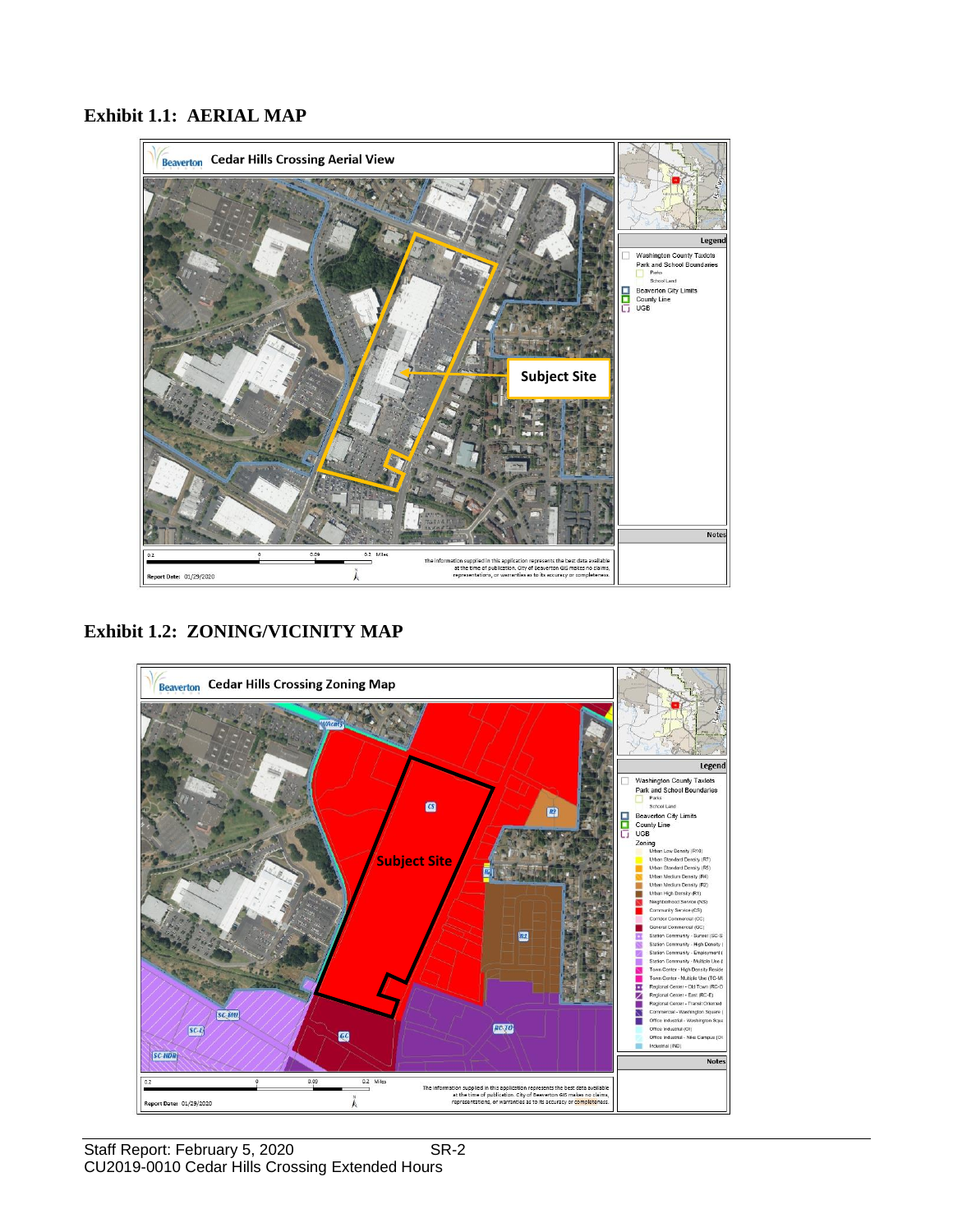## Exhibit 1.1: AERIAL MAP

## Exhibit 1.2: ZONING/VICINITY MAP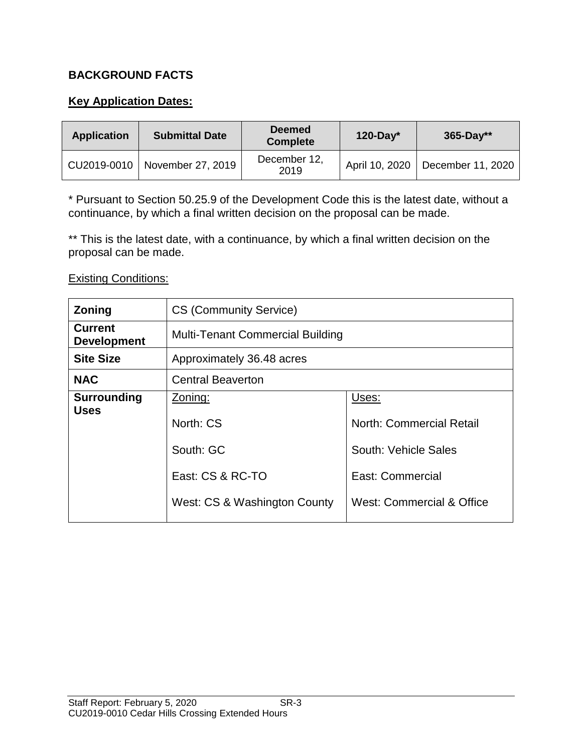## BACKGROUND FACTS

### Key Application Dates:

| Application | Submittal Date | Deemed Complete | 120-Day* | 365-Day** |
| --- | --- | --- | --- | --- |
| CU2019-0010 | November 27, 2019 | December 12, 2019 | April 10, 2020 | December 11, 2020 |

* Pursuant to Section 50.25.9 of the Development Code this is the latest date, without a continuance, by which a final written decision on the proposal can be made.

** This is the latest date, with a continuance, by which a final written decision on the proposal can be made.

Existing Conditions:

| **Zoning** | CS (Community Service) | |
| --- | --- | --- |
| **Current Development** | Multi-Tenant Commercial Building | |
| **Site Size** | Approximately 36.48 acres | |
| **NAC** | Central Beaverton | |
| **Surrounding Uses** | Zoning: | Uses: |
| | North: CS | North: Commercial Retail |
| | South: GC | South: Vehicle Sales |
| | East: CS & RC-TO | East: Commercial |
| | West: CS & Washington County | West: Commercial & Office |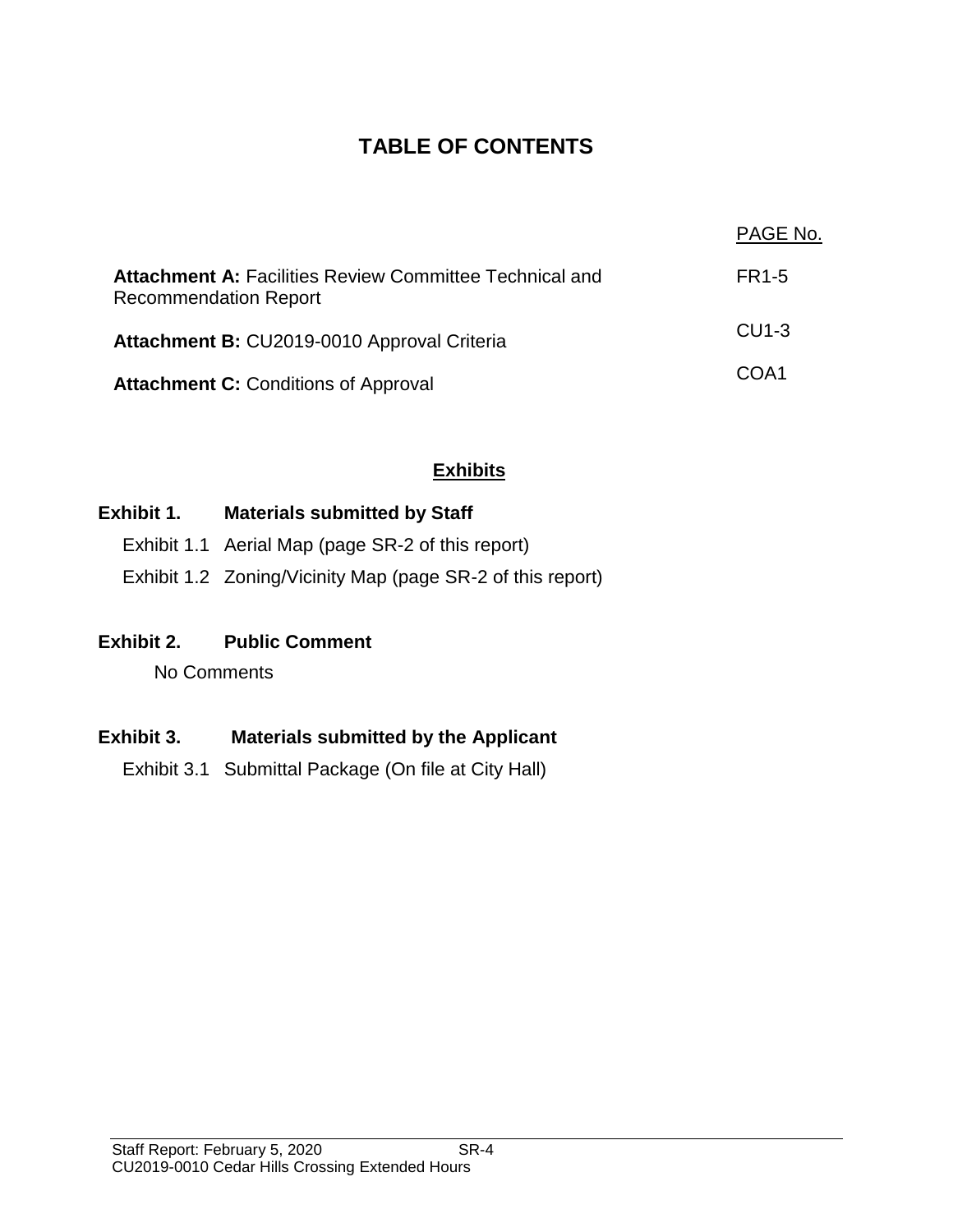# TABLE OF CONTENTS

| | PAGE No. |
|---|---|
| **Attachment A:** Facilities Review Committee Technical and Recommendation Report | FR1-5 |
| **Attachment B:** CU2019-0010 Approval Criteria | CU1-3 |
| **Attachment C:** Conditions of Approval | COA1 |

## Exhibits

**Exhibit 1. Materials submitted by Staff**

Exhibit 1.1 Aerial Map (page SR-2 of this report)

Exhibit 1.2 Zoning/Vicinity Map (page SR-2 of this report)

**Exhibit 2. Public Comment**

No Comments

**Exhibit 3. Materials submitted by the Applicant**

Exhibit 3.1 Submittal Package (On file at City Hall)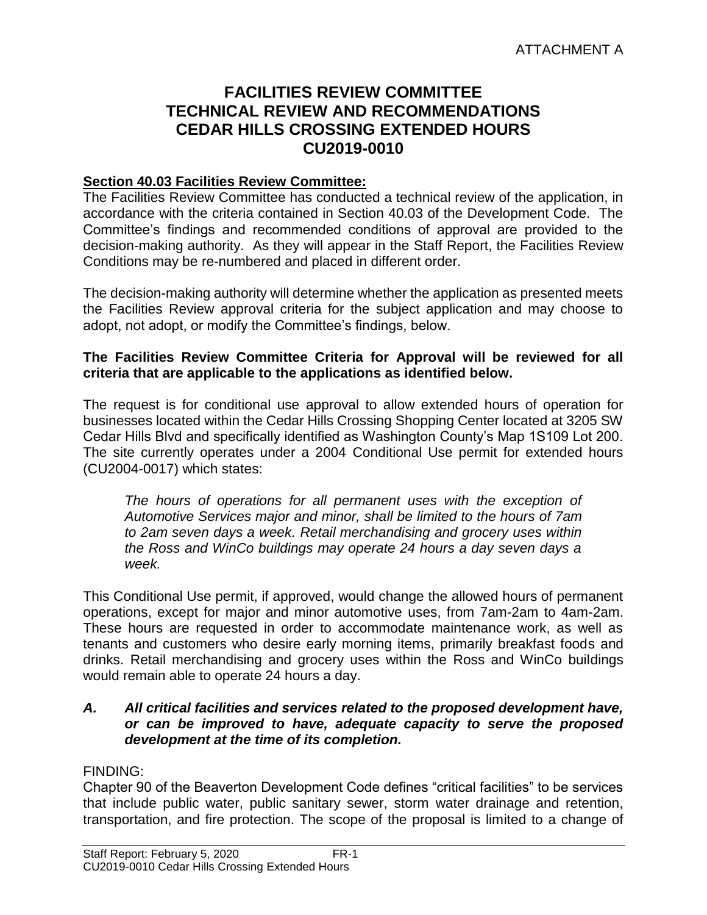ATTACHMENT A

# FACILITIES REVIEW COMMITTEE TECHNICAL REVIEW AND RECOMMENDATIONS CEDAR HILLS CROSSING EXTENDED HOURS CU2019-0010

**Section 40.03 Facilities Review Committee:**

The Facilities Review Committee has conducted a technical review of the application, in accordance with the criteria contained in Section 40.03 of the Development Code. The Committee's findings and recommended conditions of approval are provided to the decision-making authority. As they will appear in the Staff Report, the Facilities Review Conditions may be re-numbered and placed in different order.

The decision-making authority will determine whether the application as presented meets the Facilities Review approval criteria for the subject application and may choose to adopt, not adopt, or modify the Committee's findings, below.

**The Facilities Review Committee Criteria for Approval will be reviewed for all criteria that are applicable to the applications as identified below.**

The request is for conditional use approval to allow extended hours of operation for businesses located within the Cedar Hills Crossing Shopping Center located at 3205 SW Cedar Hills Blvd and specifically identified as Washington County's Map 1S109 Lot 200. The site currently operates under a 2004 Conditional Use permit for extended hours (CU2004-0017) which states:

> *The hours of operations for all permanent uses with the exception of Automotive Services major and minor, shall be limited to the hours of 7am to 2am seven days a week. Retail merchandising and grocery uses within the Ross and WinCo buildings may operate 24 hours a day seven days a week.*

This Conditional Use permit, if approved, would change the allowed hours of permanent operations, except for major and minor automotive uses, from 7am-2am to 4am-2am. These hours are requested in order to accommodate maintenance work, as well as tenants and customers who desire early morning items, primarily breakfast foods and drinks. Retail merchandising and grocery uses within the Ross and WinCo buildings would remain able to operate 24 hours a day.

***A. All critical facilities and services related to the proposed development have, or can be improved to have, adequate capacity to serve the proposed development at the time of its completion.***

FINDING:

Chapter 90 of the Beaverton Development Code defines "critical facilities" to be services that include public water, public sanitary sewer, storm water drainage and retention, transportation, and fire protection. The scope of the proposal is limited to a change of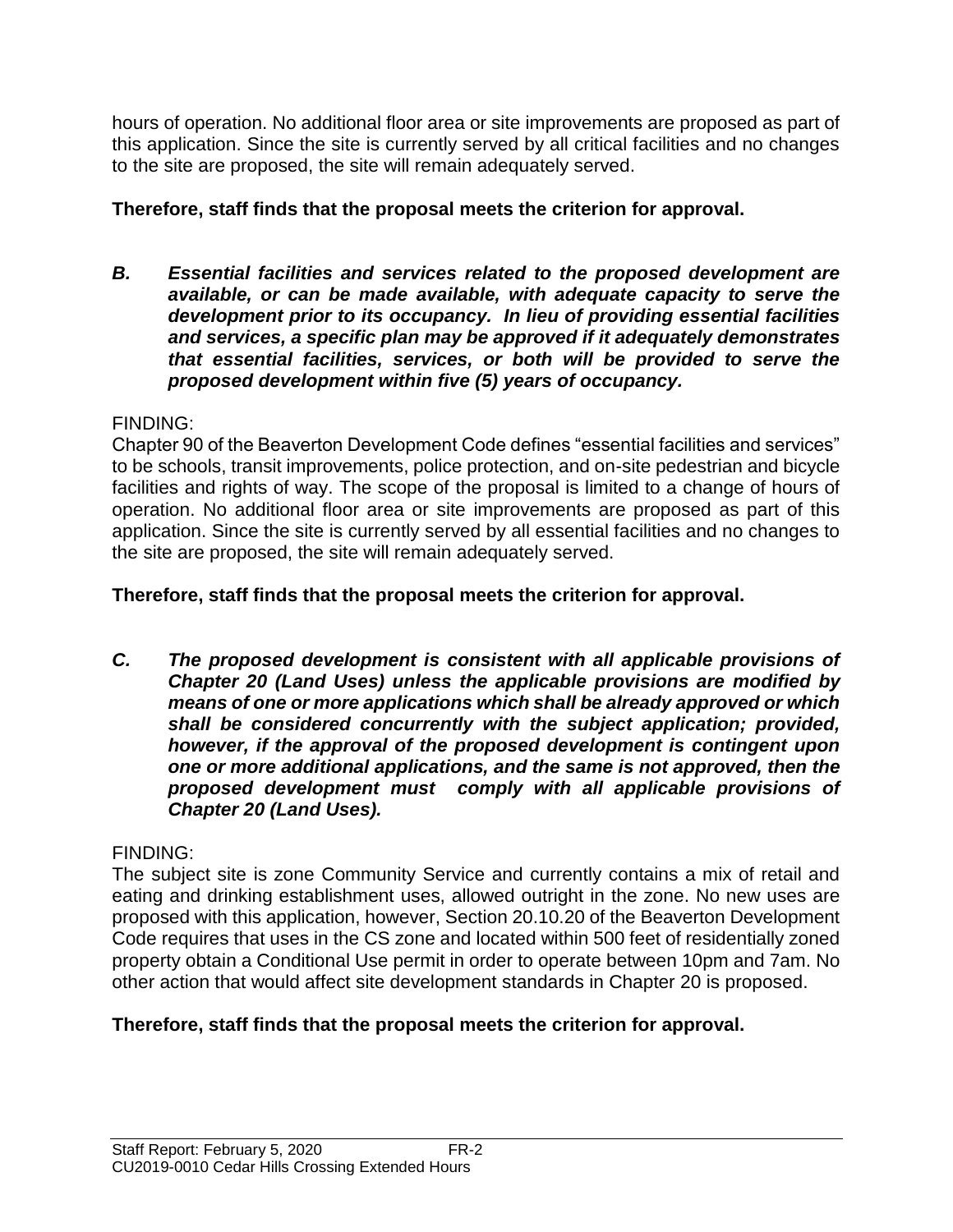hours of operation. No additional floor area or site improvements are proposed as part of this application. Since the site is currently served by all critical facilities and no changes to the site are proposed, the site will remain adequately served.

**Therefore, staff finds that the proposal meets the criterion for approval.**

***B. Essential facilities and services related to the proposed development are available, or can be made available, with adequate capacity to serve the development prior to its occupancy. In lieu of providing essential facilities and services, a specific plan may be approved if it adequately demonstrates that essential facilities, services, or both will be provided to serve the proposed development within five (5) years of occupancy.***

FINDING:

Chapter 90 of the Beaverton Development Code defines "essential facilities and services" to be schools, transit improvements, police protection, and on-site pedestrian and bicycle facilities and rights of way. The scope of the proposal is limited to a change of hours of operation. No additional floor area or site improvements are proposed as part of this application. Since the site is currently served by all essential facilities and no changes to the site are proposed, the site will remain adequately served.

**Therefore, staff finds that the proposal meets the criterion for approval.**

***C. The proposed development is consistent with all applicable provisions of Chapter 20 (Land Uses) unless the applicable provisions are modified by means of one or more applications which shall be already approved or which shall be considered concurrently with the subject application; provided, however, if the approval of the proposed development is contingent upon one or more additional applications, and the same is not approved, then the proposed development must comply with all applicable provisions of Chapter 20 (Land Uses).***

FINDING:

The subject site is zone Community Service and currently contains a mix of retail and eating and drinking establishment uses, allowed outright in the zone. No new uses are proposed with this application, however, Section 20.10.20 of the Beaverton Development Code requires that uses in the CS zone and located within 500 feet of residentially zoned property obtain a Conditional Use permit in order to operate between 10pm and 7am. No other action that would affect site development standards in Chapter 20 is proposed.

**Therefore, staff finds that the proposal meets the criterion for approval.**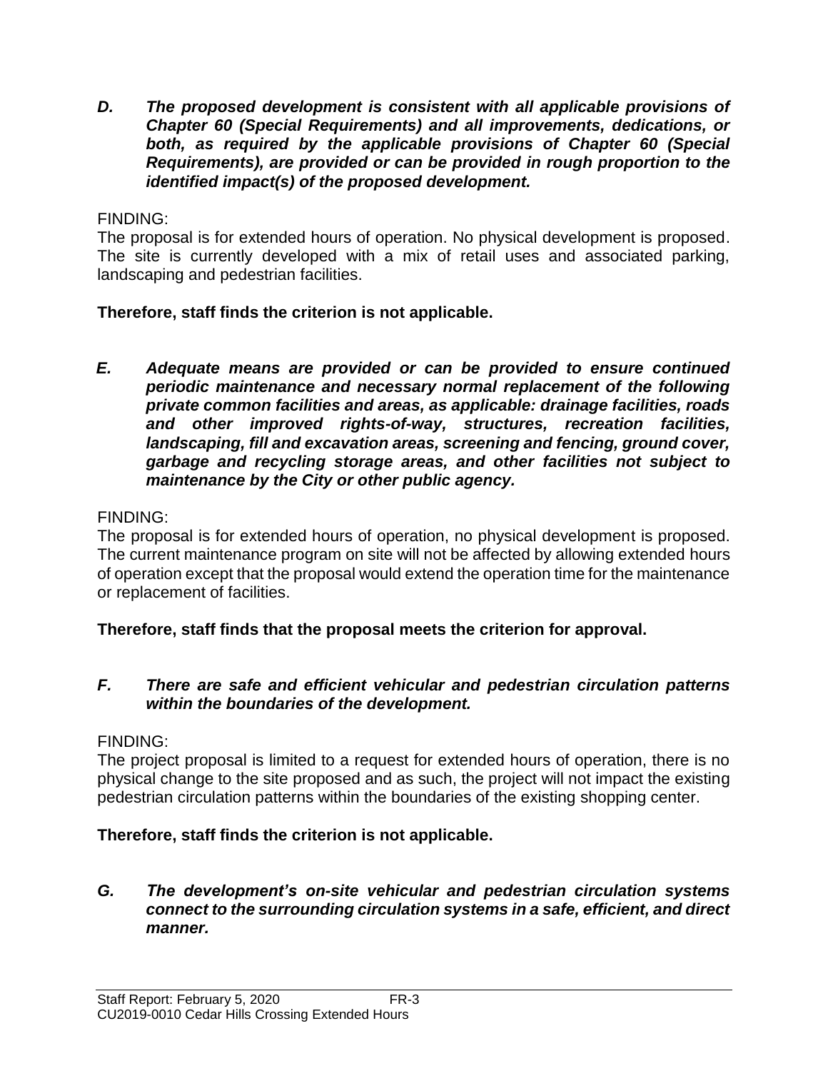***D. The proposed development is consistent with all applicable provisions of Chapter 60 (Special Requirements) and all improvements, dedications, or both, as required by the applicable provisions of Chapter 60 (Special Requirements), are provided or can be provided in rough proportion to the identified impact(s) of the proposed development.***

FINDING:
The proposal is for extended hours of operation. No physical development is proposed. The site is currently developed with a mix of retail uses and associated parking, landscaping and pedestrian facilities.

**Therefore, staff finds the criterion is not applicable.**

***E. Adequate means are provided or can be provided to ensure continued periodic maintenance and necessary normal replacement of the following private common facilities and areas, as applicable: drainage facilities, roads and other improved rights-of-way, structures, recreation facilities, landscaping, fill and excavation areas, screening and fencing, ground cover, garbage and recycling storage areas, and other facilities not subject to maintenance by the City or other public agency.***

FINDING:
The proposal is for extended hours of operation, no physical development is proposed. The current maintenance program on site will not be affected by allowing extended hours of operation except that the proposal would extend the operation time for the maintenance or replacement of facilities.

**Therefore, staff finds that the proposal meets the criterion for approval.**

***F. There are safe and efficient vehicular and pedestrian circulation patterns within the boundaries of the development.***

FINDING:
The project proposal is limited to a request for extended hours of operation, there is no physical change to the site proposed and as such, the project will not impact the existing pedestrian circulation patterns within the boundaries of the existing shopping center.

**Therefore, staff finds the criterion is not applicable.**

***G. The development's on-site vehicular and pedestrian circulation systems connect to the surrounding circulation systems in a safe, efficient, and direct manner.***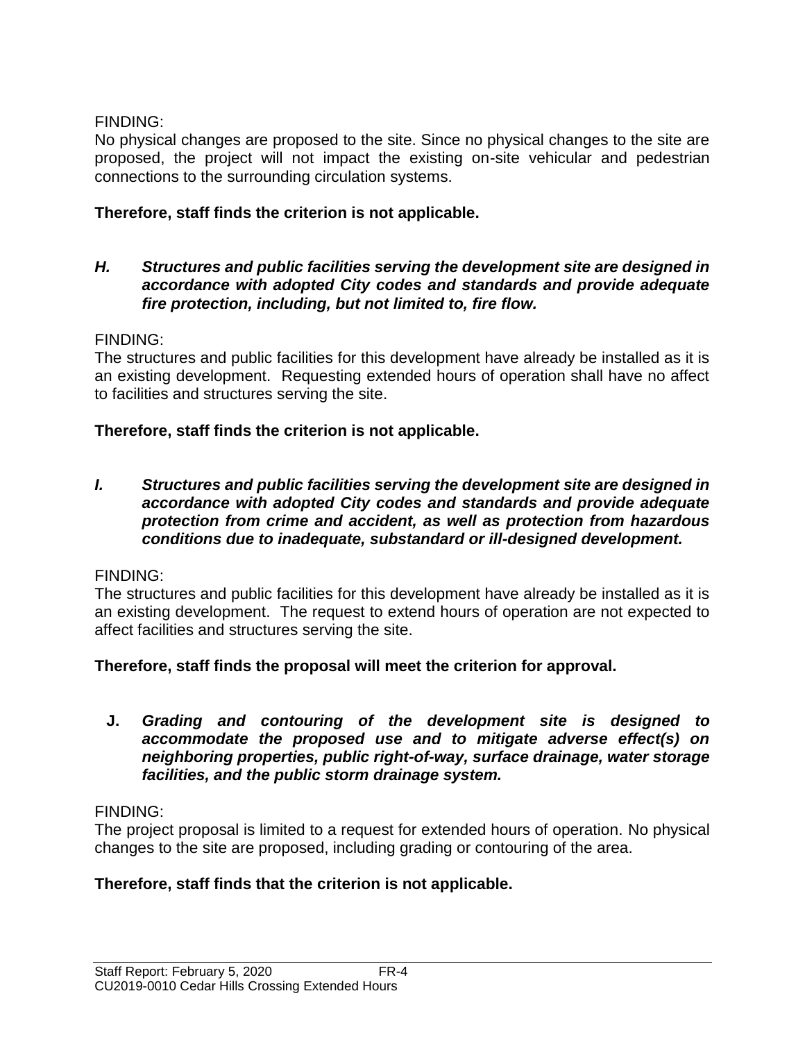FINDING:
No physical changes are proposed to the site. Since no physical changes to the site are proposed, the project will not impact the existing on-site vehicular and pedestrian connections to the surrounding circulation systems.

**Therefore, staff finds the criterion is not applicable.**

***H. Structures and public facilities serving the development site are designed in accordance with adopted City codes and standards and provide adequate fire protection, including, but not limited to, fire flow.***

FINDING:
The structures and public facilities for this development have already be installed as it is an existing development. Requesting extended hours of operation shall have no affect to facilities and structures serving the site.

**Therefore, staff finds the criterion is not applicable.**

***I. Structures and public facilities serving the development site are designed in accordance with adopted City codes and standards and provide adequate protection from crime and accident, as well as protection from hazardous conditions due to inadequate, substandard or ill-designed development.***

FINDING:
The structures and public facilities for this development have already be installed as it is an existing development. The request to extend hours of operation are not expected to affect facilities and structures serving the site.

**Therefore, staff finds the proposal will meet the criterion for approval.**

***J. Grading and contouring of the development site is designed to accommodate the proposed use and to mitigate adverse effect(s) on neighboring properties, public right-of-way, surface drainage, water storage facilities, and the public storm drainage system.***

FINDING:
The project proposal is limited to a request for extended hours of operation. No physical changes to the site are proposed, including grading or contouring of the area.

**Therefore, staff finds that the criterion is not applicable.**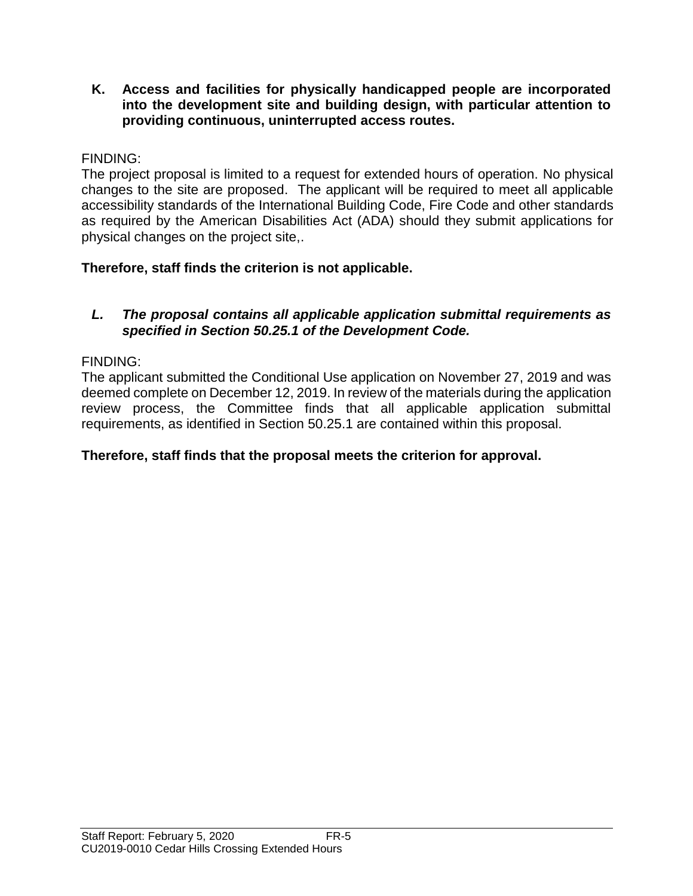**K. Access and facilities for physically handicapped people are incorporated into the development site and building design, with particular attention to providing continuous, uninterrupted access routes.**

FINDING:
The project proposal is limited to a request for extended hours of operation. No physical changes to the site are proposed. The applicant will be required to meet all applicable accessibility standards of the International Building Code, Fire Code and other standards as required by the American Disabilities Act (ADA) should they submit applications for physical changes on the project site,.

**Therefore, staff finds the criterion is not applicable.**

***L. The proposal contains all applicable application submittal requirements as specified in Section 50.25.1 of the Development Code.***

FINDING:
The applicant submitted the Conditional Use application on November 27, 2019 and was deemed complete on December 12, 2019. In review of the materials during the application review process, the Committee finds that all applicable application submittal requirements, as identified in Section 50.25.1 are contained within this proposal.

**Therefore, staff finds that the proposal meets the criterion for approval.**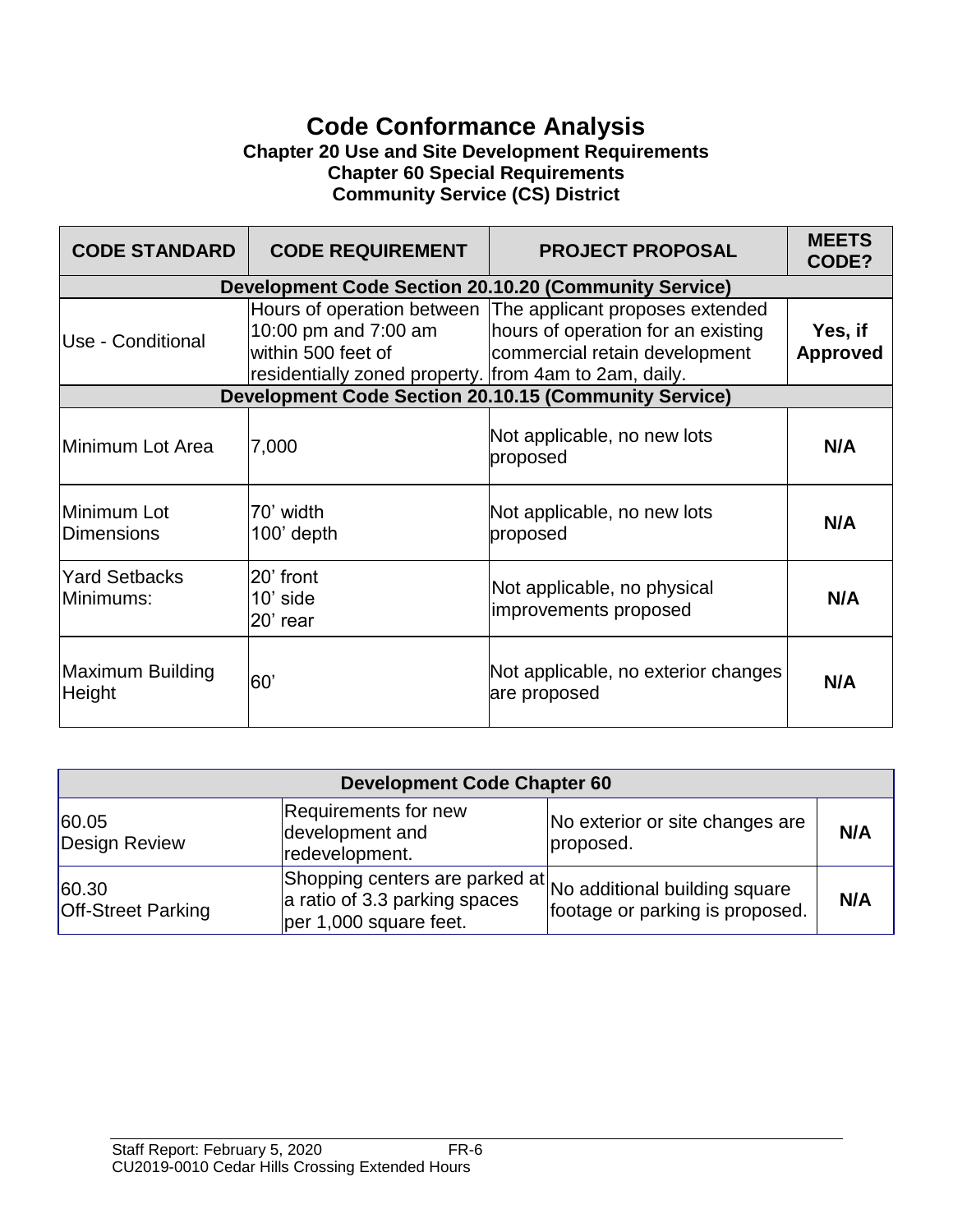# Code Conformance Analysis

**Chapter 20 Use and Site Development Requirements**
**Chapter 60 Special Requirements**
**Community Service (CS) District**

| CODE STANDARD | CODE REQUIREMENT | PROJECT PROPOSAL | MEETS CODE? |
|---|---|---|---|
| **Development Code Section 20.10.20 (Community Service)** | | | |
| Use - Conditional | Hours of operation between 10:00 pm and 7:00 am within 500 feet of residentially zoned property. | The applicant proposes extended hours of operation for an existing commercial retain development from 4am to 2am, daily. | **Yes, if Approved** |
| **Development Code Section 20.10.15 (Community Service)** | | | |
| Minimum Lot Area | 7,000 | Not applicable, no new lots proposed | **N/A** |
| Minimum Lot Dimensions | 70' width<br>100' depth | Not applicable, no new lots proposed | **N/A** |
| Yard Setbacks Minimums: | 20' front<br>10' side<br>20' rear | Not applicable, no physical improvements proposed | **N/A** |
| Maximum Building Height | 60' | Not applicable, no exterior changes are proposed | **N/A** |

| **Development Code Chapter 60** | | | |
|---|---|---|---|
| 60.05<br>Design Review | Requirements for new development and redevelopment. | No exterior or site changes are proposed. | **N/A** |
| 60.30<br>Off-Street Parking | Shopping centers are parked at a ratio of 3.3 parking spaces per 1,000 square feet. | No additional building square footage or parking is proposed. | **N/A** |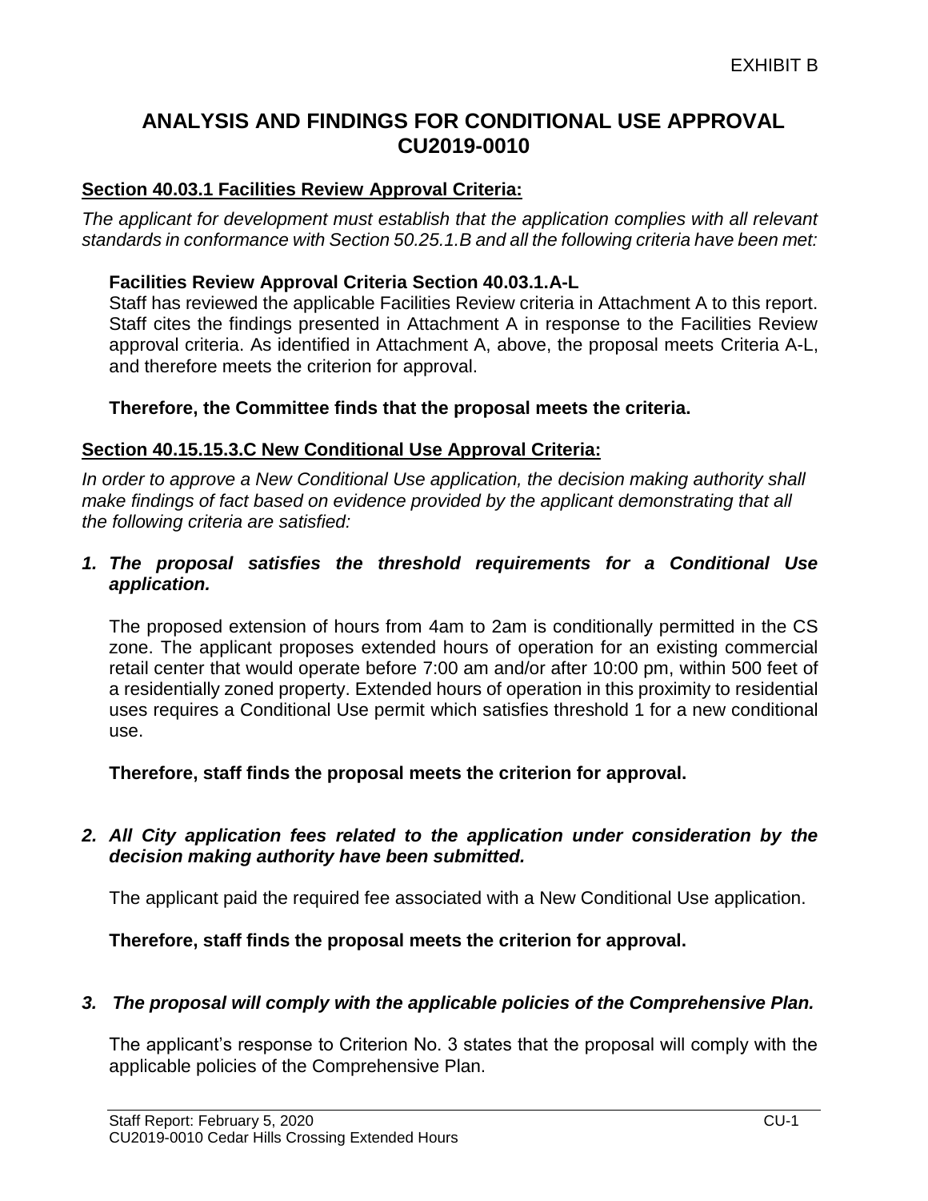EXHIBIT B

# ANALYSIS AND FINDINGS FOR CONDITIONAL USE APPROVAL CU2019-0010

**Section 40.03.1 Facilities Review Approval Criteria:**

*The applicant for development must establish that the application complies with all relevant standards in conformance with Section 50.25.1.B and all the following criteria have been met:*

**Facilities Review Approval Criteria Section 40.03.1.A-L**

Staff has reviewed the applicable Facilities Review criteria in Attachment A to this report. Staff cites the findings presented in Attachment A in response to the Facilities Review approval criteria. As identified in Attachment A, above, the proposal meets Criteria A-L, and therefore meets the criterion for approval.

**Therefore, the Committee finds that the proposal meets the criteria.**

**Section 40.15.15.3.C New Conditional Use Approval Criteria:**

*In order to approve a New Conditional Use application, the decision making authority shall make findings of fact based on evidence provided by the applicant demonstrating that all the following criteria are satisfied:*

1. ***The proposal satisfies the threshold requirements for a Conditional Use application.***

   The proposed extension of hours from 4am to 2am is conditionally permitted in the CS zone. The applicant proposes extended hours of operation for an existing commercial retail center that would operate before 7:00 am and/or after 10:00 pm, within 500 feet of a residentially zoned property. Extended hours of operation in this proximity to residential uses requires a Conditional Use permit which satisfies threshold 1 for a new conditional use.

   **Therefore, staff finds the proposal meets the criterion for approval.**

2. ***All City application fees related to the application under consideration by the decision making authority have been submitted.***

   The applicant paid the required fee associated with a New Conditional Use application.

   **Therefore, staff finds the proposal meets the criterion for approval.**

3. ***The proposal will comply with the applicable policies of the Comprehensive Plan.***

   The applicant's response to Criterion No. 3 states that the proposal will comply with the applicable policies of the Comprehensive Plan.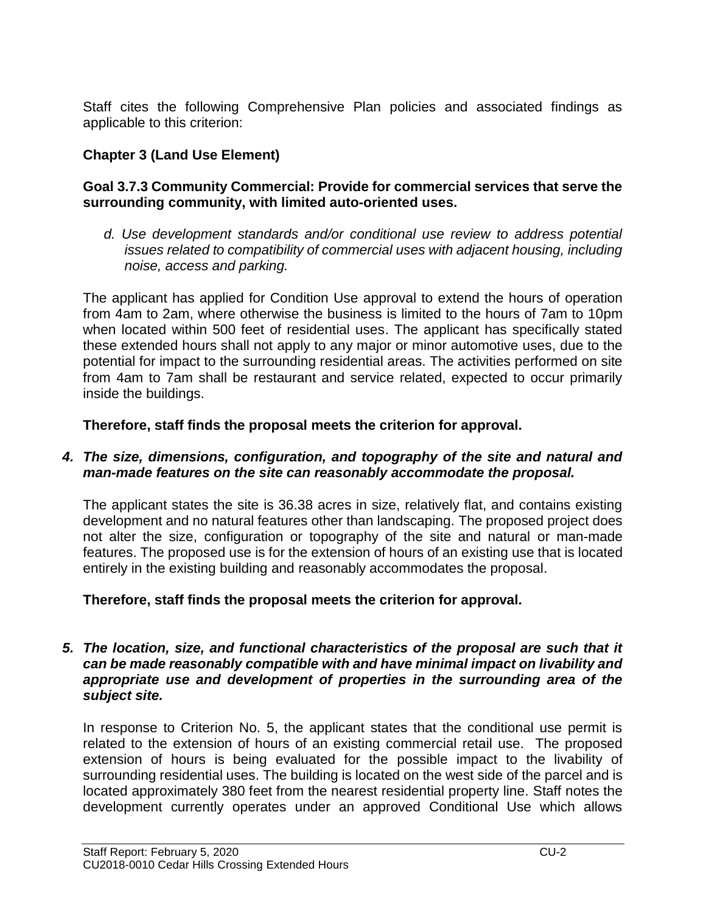Staff cites the following Comprehensive Plan policies and associated findings as applicable to this criterion:

**Chapter 3 (Land Use Element)**

**Goal 3.7.3 Community Commercial: Provide for commercial services that serve the surrounding community, with limited auto-oriented uses.**

*d. Use development standards and/or conditional use review to address potential issues related to compatibility of commercial uses with adjacent housing, including noise, access and parking.*

The applicant has applied for Condition Use approval to extend the hours of operation from 4am to 2am, where otherwise the business is limited to the hours of 7am to 10pm when located within 500 feet of residential uses. The applicant has specifically stated these extended hours shall not apply to any major or minor automotive uses, due to the potential for impact to the surrounding residential areas. The activities performed on site from 4am to 7am shall be restaurant and service related, expected to occur primarily inside the buildings.

**Therefore, staff finds the proposal meets the criterion for approval.**

***4. The size, dimensions, configuration, and topography of the site and natural and man-made features on the site can reasonably accommodate the proposal.***

The applicant states the site is 36.38 acres in size, relatively flat, and contains existing development and no natural features other than landscaping. The proposed project does not alter the size, configuration or topography of the site and natural or man-made features. The proposed use is for the extension of hours of an existing use that is located entirely in the existing building and reasonably accommodates the proposal.

**Therefore, staff finds the proposal meets the criterion for approval.**

***5. The location, size, and functional characteristics of the proposal are such that it can be made reasonably compatible with and have minimal impact on livability and appropriate use and development of properties in the surrounding area of the subject site.***

In response to Criterion No. 5, the applicant states that the conditional use permit is related to the extension of hours of an existing commercial retail use. The proposed extension of hours is being evaluated for the possible impact to the livability of surrounding residential uses. The building is located on the west side of the parcel and is located approximately 380 feet from the nearest residential property line. Staff notes the development currently operates under an approved Conditional Use which allows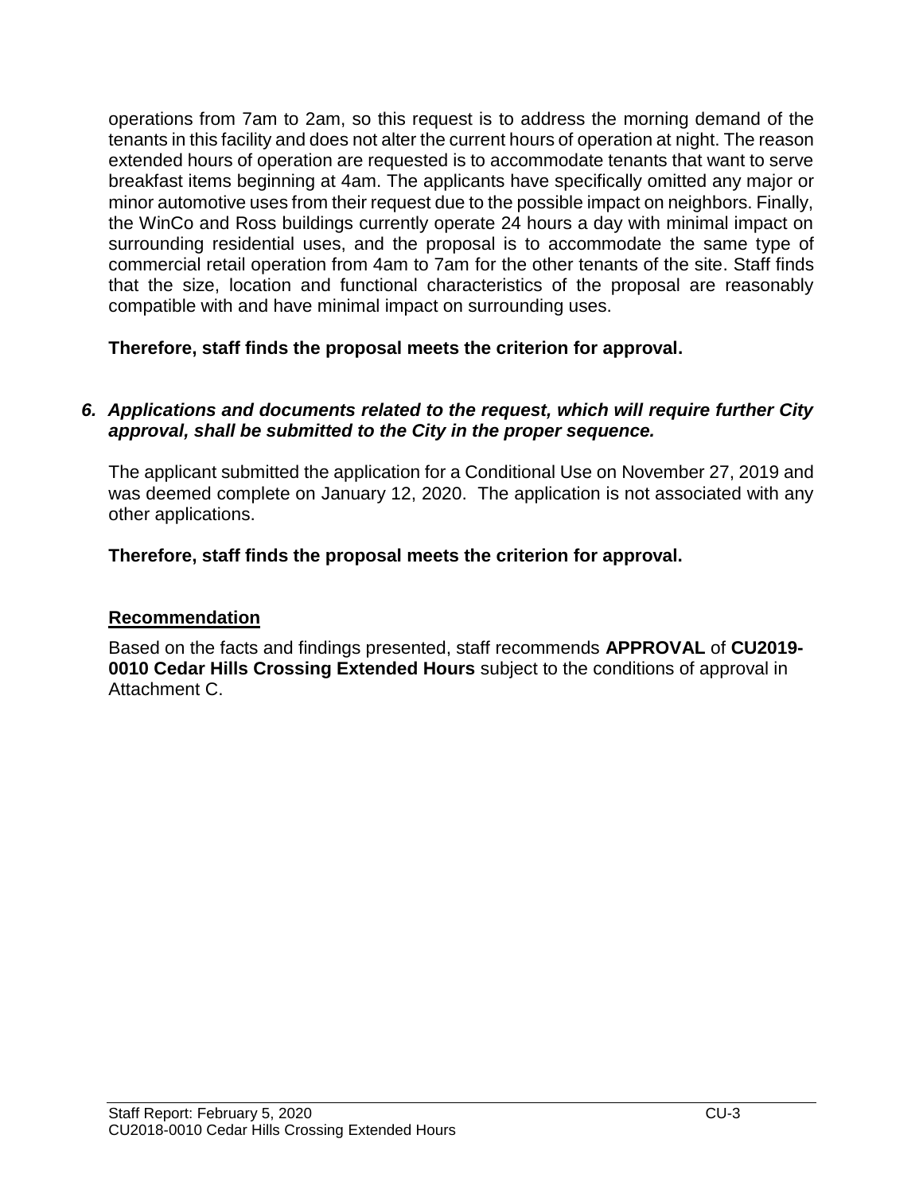operations from 7am to 2am, so this request is to address the morning demand of the tenants in this facility and does not alter the current hours of operation at night. The reason extended hours of operation are requested is to accommodate tenants that want to serve breakfast items beginning at 4am. The applicants have specifically omitted any major or minor automotive uses from their request due to the possible impact on neighbors. Finally, the WinCo and Ross buildings currently operate 24 hours a day with minimal impact on surrounding residential uses, and the proposal is to accommodate the same type of commercial retail operation from 4am to 7am for the other tenants of the site. Staff finds that the size, location and functional characteristics of the proposal are reasonably compatible with and have minimal impact on surrounding uses.

**Therefore, staff finds the proposal meets the criterion for approval.**

***6. Applications and documents related to the request, which will require further City approval, shall be submitted to the City in the proper sequence.***

The applicant submitted the application for a Conditional Use on November 27, 2019 and was deemed complete on January 12, 2020. The application is not associated with any other applications.

**Therefore, staff finds the proposal meets the criterion for approval.**

## Recommendation

Based on the facts and findings presented, staff recommends **APPROVAL** of **CU2019-0010 Cedar Hills Crossing Extended Hours** subject to the conditions of approval in Attachment C.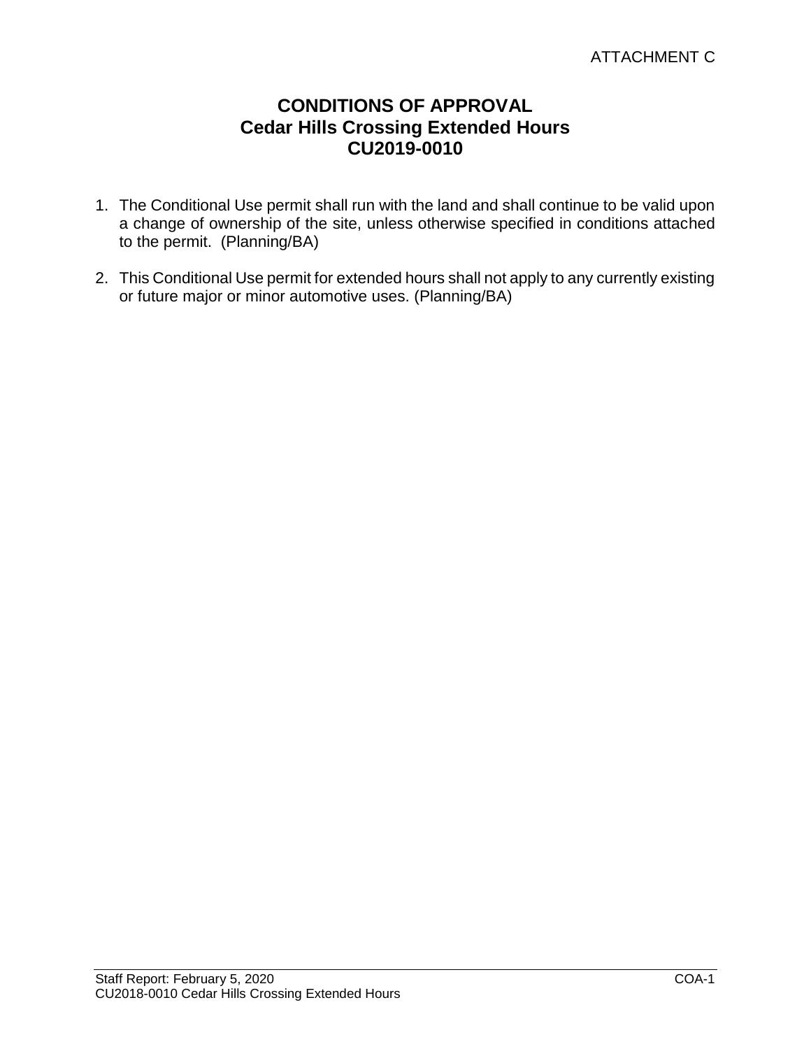ATTACHMENT C

# CONDITIONS OF APPROVAL
## Cedar Hills Crossing Extended Hours
## CU2019-0010

1. The Conditional Use permit shall run with the land and shall continue to be valid upon a change of ownership of the site, unless otherwise specified in conditions attached to the permit. (Planning/BA)

2. This Conditional Use permit for extended hours shall not apply to any currently existing or future major or minor automotive uses. (Planning/BA)